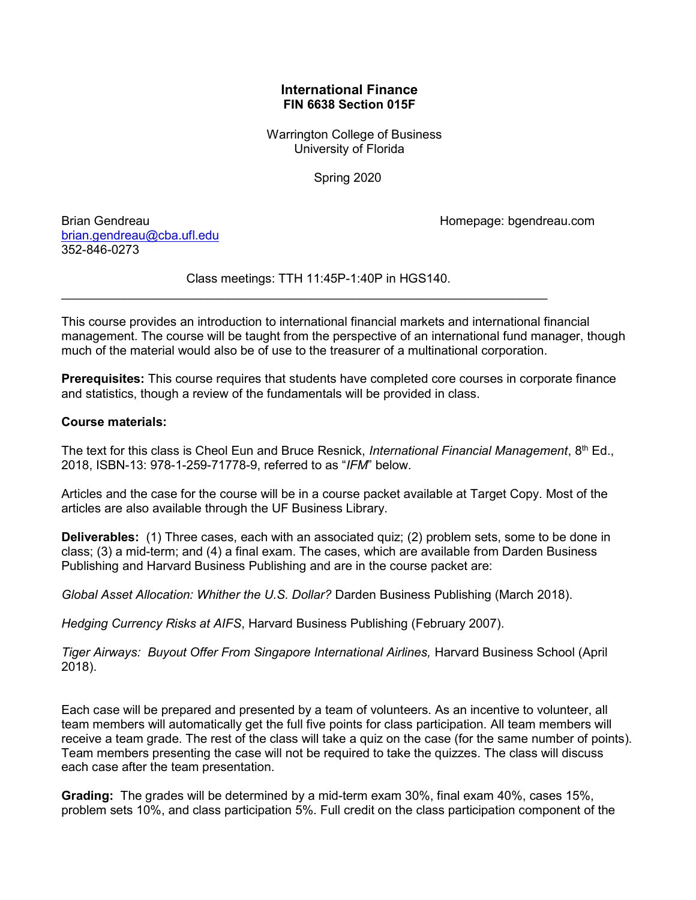# International Finance
## FIN 6638 Section 015F

Warrington College of Business
University of Florida

Spring 2020

Brian Gendreau
brian.gendreau@cba.ufl.edu
352-846-0273

Homepage: bgendreau.com

Class meetings: TTH 11:45P-1:40P in HGS140.

---

This course provides an introduction to international financial markets and international financial management. The course will be taught from the perspective of an international fund manager, though much of the material would also be of use to the treasurer of a multinational corporation.

**Prerequisites:** This course requires that students have completed core courses in corporate finance and statistics, though a review of the fundamentals will be provided in class.

**Course materials:**

The text for this class is Cheol Eun and Bruce Resnick, *International Financial Management*, 8th Ed., 2018, ISBN-13: 978-1-259-71778-9, referred to as "*IFM*" below.

Articles and the case for the course will be in a course packet available at Target Copy. Most of the articles are also available through the UF Business Library.

**Deliverables:** (1) Three cases, each with an associated quiz; (2) problem sets, some to be done in class; (3) a mid-term; and (4) a final exam. The cases, which are available from Darden Business Publishing and Harvard Business Publishing and are in the course packet are:

*Global Asset Allocation: Whither the U.S. Dollar?* Darden Business Publishing (March 2018).

*Hedging Currency Risks at AIFS*, Harvard Business Publishing (February 2007).

*Tiger Airways: Buyout Offer From Singapore International Airlines,* Harvard Business School (April 2018).

Each case will be prepared and presented by a team of volunteers. As an incentive to volunteer, all team members will automatically get the full five points for class participation. All team members will receive a team grade. The rest of the class will take a quiz on the case (for the same number of points). Team members presenting the case will not be required to take the quizzes. The class will discuss each case after the team presentation.

**Grading:** The grades will be determined by a mid-term exam 30%, final exam 40%, cases 15%, problem sets 10%, and class participation 5%. Full credit on the class participation component of the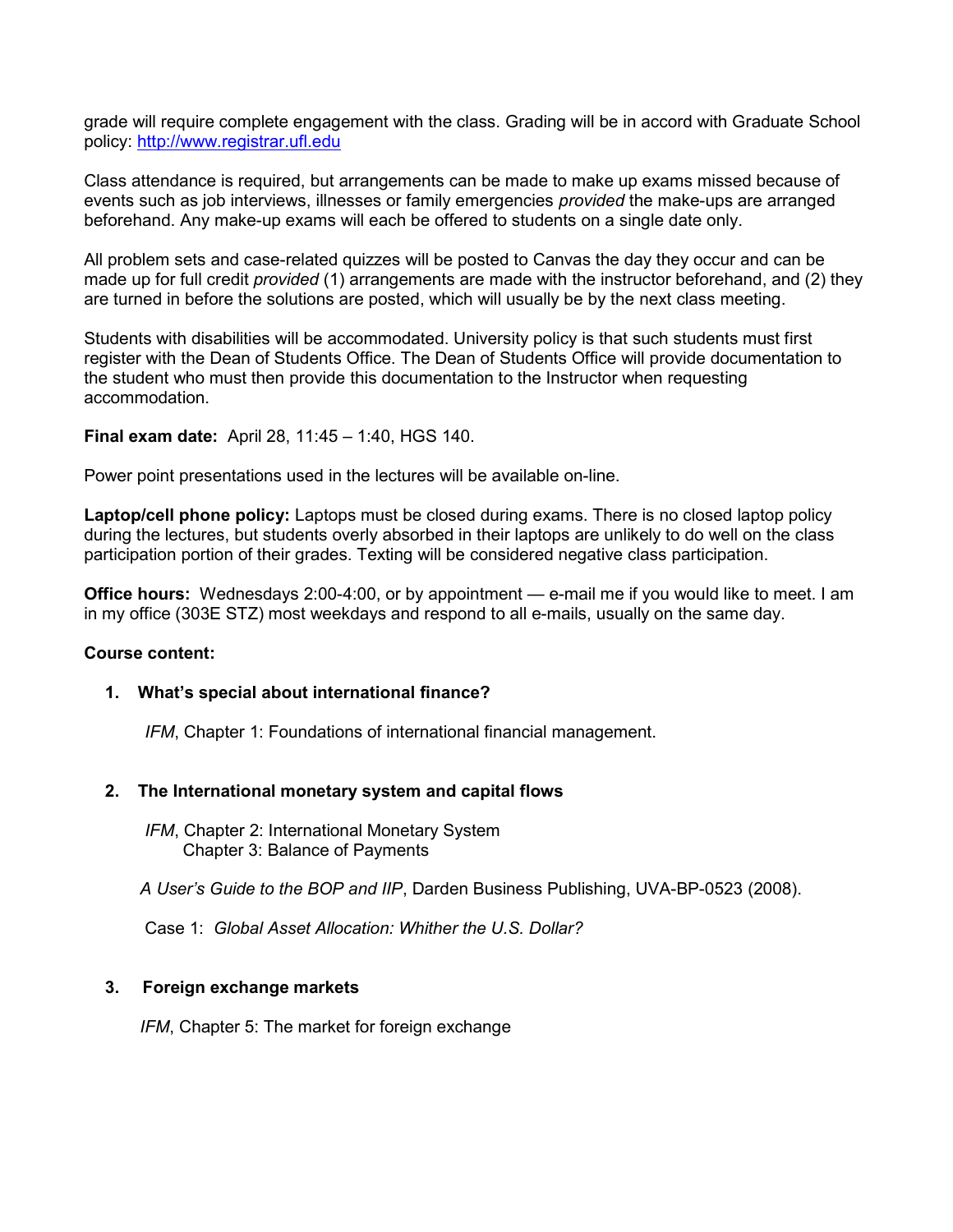grade will require complete engagement with the class. Grading will be in accord with Graduate School policy: http://www.registrar.ufl.edu

Class attendance is required, but arrangements can be made to make up exams missed because of events such as job interviews, illnesses or family emergencies *provided* the make-ups are arranged beforehand. Any make-up exams will each be offered to students on a single date only.

All problem sets and case-related quizzes will be posted to Canvas the day they occur and can be made up for full credit *provided* (1) arrangements are made with the instructor beforehand, and (2) they are turned in before the solutions are posted, which will usually be by the next class meeting.

Students with disabilities will be accommodated. University policy is that such students must first register with the Dean of Students Office. The Dean of Students Office will provide documentation to the student who must then provide this documentation to the Instructor when requesting accommodation.

**Final exam date:** April 28, 11:45 – 1:40, HGS 140.

Power point presentations used in the lectures will be available on-line.

**Laptop/cell phone policy:** Laptops must be closed during exams. There is no closed laptop policy during the lectures, but students overly absorbed in their laptops are unlikely to do well on the class participation portion of their grades. Texting will be considered negative class participation.

**Office hours:** Wednesdays 2:00-4:00, or by appointment — e-mail me if you would like to meet. I am in my office (303E STZ) most weekdays and respond to all e-mails, usually on the same day.

**Course content:**

1. **What's special about international finance?**

   *IFM*, Chapter 1: Foundations of international financial management.

2. **The International monetary system and capital flows**

   *IFM*, Chapter 2: International Monetary System
   Chapter 3: Balance of Payments

   *A User's Guide to the BOP and IIP*, Darden Business Publishing, UVA-BP-0523 (2008).

   Case 1: *Global Asset Allocation: Whither the U.S. Dollar?*

3. **Foreign exchange markets**

   *IFM*, Chapter 5: The market for foreign exchange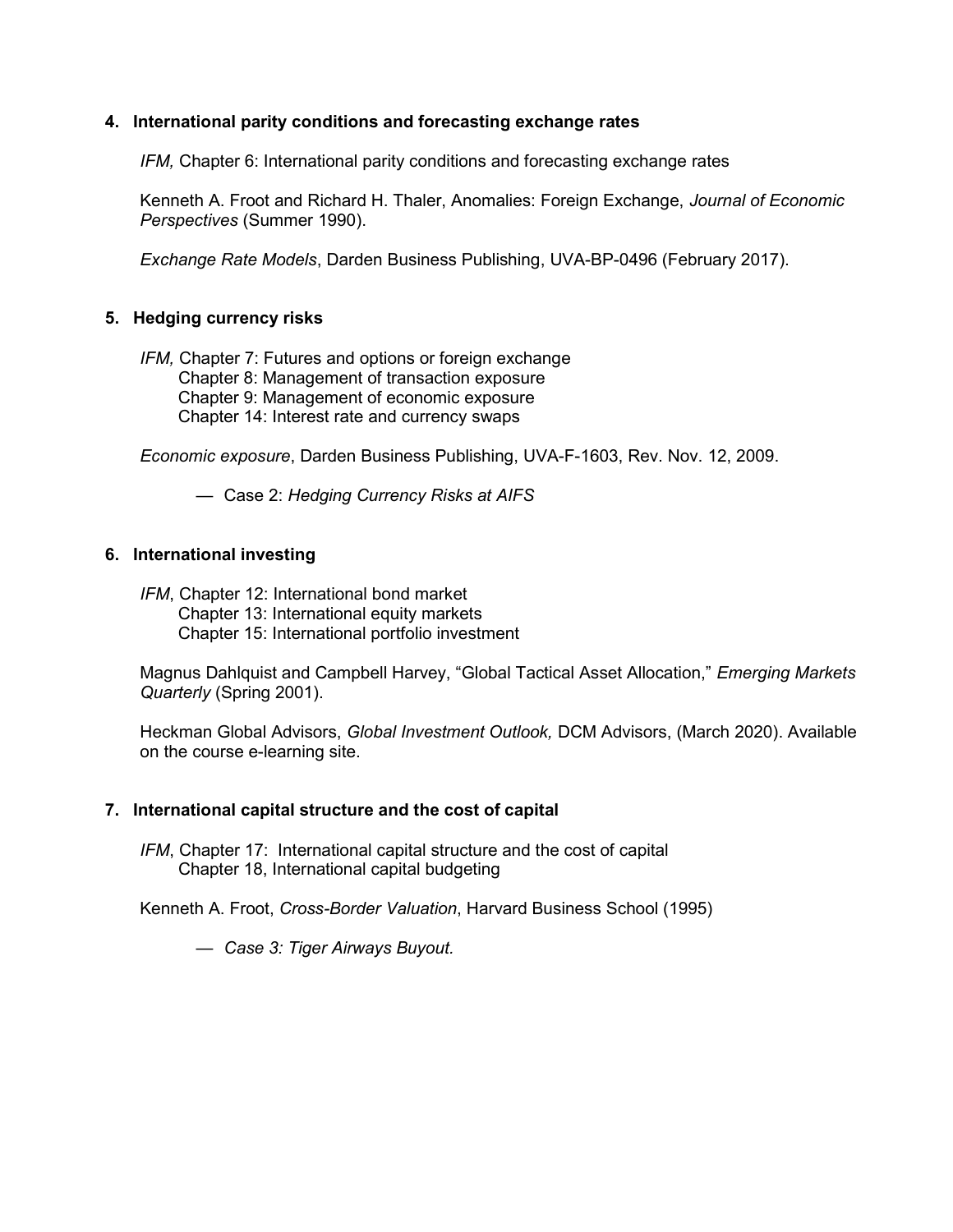**4. International parity conditions and forecasting exchange rates**

*IFM,* Chapter 6: International parity conditions and forecasting exchange rates

Kenneth A. Froot and Richard H. Thaler, Anomalies: Foreign Exchange, *Journal of Economic Perspectives* (Summer 1990).

*Exchange Rate Models*, Darden Business Publishing, UVA-BP-0496 (February 2017).

**5. Hedging currency risks**

*IFM,* Chapter 7: Futures and options or foreign exchange
Chapter 8: Management of transaction exposure
Chapter 9: Management of economic exposure
Chapter 14: Interest rate and currency swaps

*Economic exposure*, Darden Business Publishing, UVA-F-1603, Rev. Nov. 12, 2009.

— Case 2: *Hedging Currency Risks at AIFS*

**6. International investing**

*IFM*, Chapter 12: International bond market
Chapter 13: International equity markets
Chapter 15: International portfolio investment

Magnus Dahlquist and Campbell Harvey, "Global Tactical Asset Allocation," *Emerging Markets Quarterly* (Spring 2001).

Heckman Global Advisors, *Global Investment Outlook,* DCM Advisors, (March 2020). Available on the course e-learning site.

**7. International capital structure and the cost of capital**

*IFM*, Chapter 17: International capital structure and the cost of capital
Chapter 18, International capital budgeting

Kenneth A. Froot, *Cross-Border Valuation*, Harvard Business School (1995)

— *Case 3: Tiger Airways Buyout.*